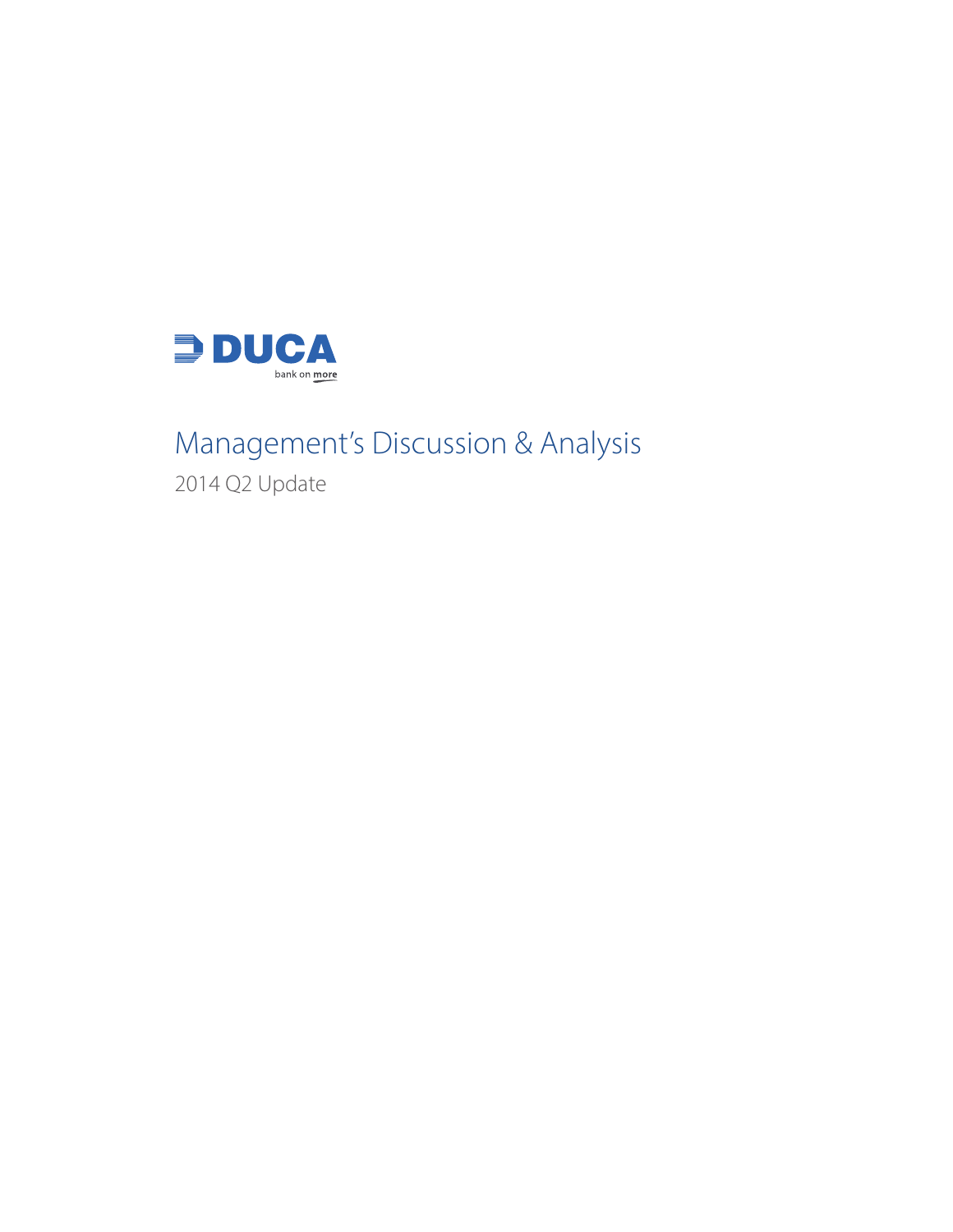DUCA

bank on more

# Management's Discussion & Analysis

2014 Q2 Update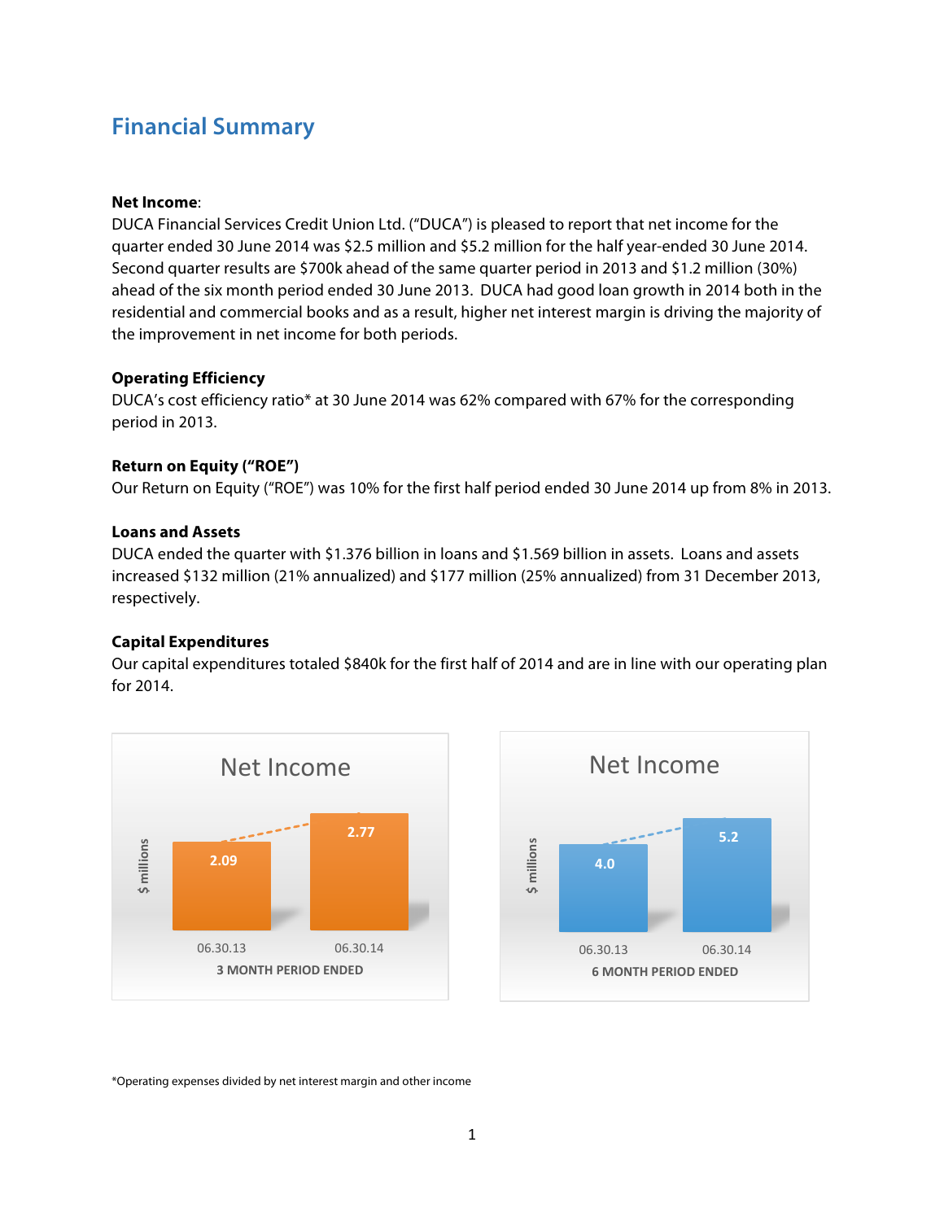# Financial Summary

**Net Income**:

DUCA Financial Services Credit Union Ltd. ("DUCA") is pleased to report that net income for the quarter ended 30 June 2014 was $2.5 million and $5.2 million for the half year-ended 30 June 2014. Second quarter results are $700k ahead of the same quarter period in 2013 and $1.2 million (30%) ahead of the six month period ended 30 June 2013. DUCA had good loan growth in 2014 both in the residential and commercial books and as a result, higher net interest margin is driving the majority of the improvement in net income for both periods.

**Operating Efficiency**

DUCA's cost efficiency ratio* at 30 June 2014 was 62% compared with 67% for the corresponding period in 2013.

**Return on Equity ("ROE")**

Our Return on Equity ("ROE") was 10% for the first half period ended 30 June 2014 up from 8% in 2013.

**Loans and Assets**

DUCA ended the quarter with $1.376 billion in loans and $1.569 billion in assets. Loans and assets increased $132 million (21% annualized) and $177 million (25% annualized) from 31 December 2013, respectively.

**Capital Expenditures**

Our capital expenditures totaled $840k for the first half of 2014 and are in line with our operating plan for 2014.

**Net Income** ($ millions) — 3 MONTH PERIOD ENDED

| 06.30.13 | 06.30.14 |
|---|---|
| 2.09 | 2.77 |

**Net Income** ($ millions) — 6 MONTH PERIOD ENDED

| 06.30.13 | 06.30.14 |
|---|---|
| 4.0 | 5.2 |

*Operating expenses divided by net interest margin and other income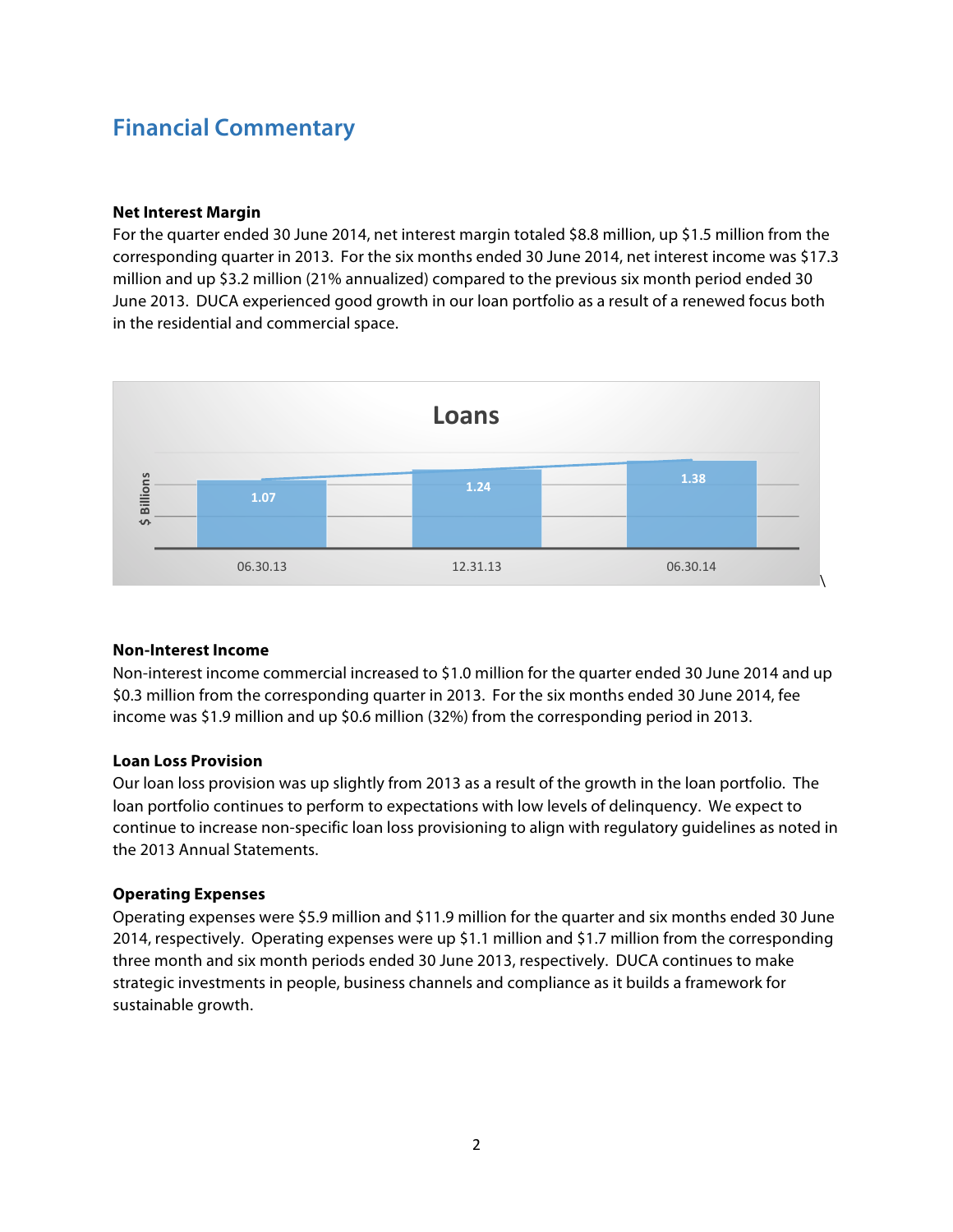## Financial Commentary

**Net Interest Margin**

For the quarter ended 30 June 2014, net interest margin totaled $8.8 million, up $1.5 million from the corresponding quarter in 2013. For the six months ended 30 June 2014, net interest income was $17.3 million and up $3.2 million (21% annualized) compared to the previous six month period ended 30 June 2013. DUCA experienced good growth in our loan portfolio as a result of a renewed focus both in the residential and commercial space.

**Loans**

| | 06.30.13 | 12.31.13 | 06.30.14 |
|---|---|---|---|
| $ Billions | 1.07 | 1.24 | 1.38 |

**Non-Interest Income**

Non-interest income commercial increased to $1.0 million for the quarter ended 30 June 2014 and up $0.3 million from the corresponding quarter in 2013. For the six months ended 30 June 2014, fee income was $1.9 million and up $0.6 million (32%) from the corresponding period in 2013.

**Loan Loss Provision**

Our loan loss provision was up slightly from 2013 as a result of the growth in the loan portfolio. The loan portfolio continues to perform to expectations with low levels of delinquency. We expect to continue to increase non-specific loan loss provisioning to align with regulatory guidelines as noted in the 2013 Annual Statements.

**Operating Expenses**

Operating expenses were $5.9 million and $11.9 million for the quarter and six months ended 30 June 2014, respectively. Operating expenses were up $1.1 million and $1.7 million from the corresponding three month and six month periods ended 30 June 2013, respectively. DUCA continues to make strategic investments in people, business channels and compliance as it builds a framework for sustainable growth.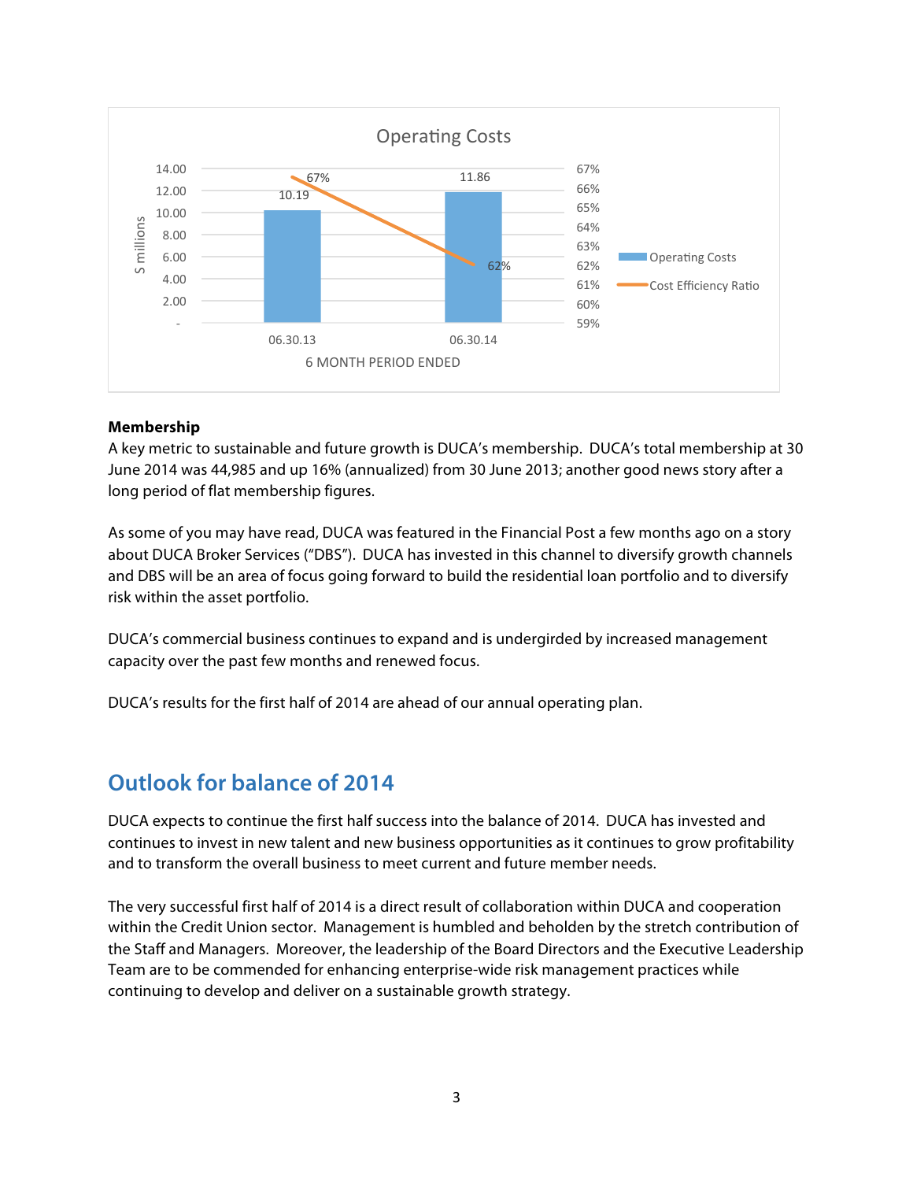Operating Costs

14.00
12.00
10.00
8.00
6.00
4.00
2.00
-

$ millions

67%
66%
65%
64%
63%
62%
61%
60%
59%

10.19
67%
11.86
62%

06.30.13
06.30.14

6 MONTH PERIOD ENDED

Operating Costs
Cost Efficiency Ratio

**Membership**

A key metric to sustainable and future growth is DUCA's membership. DUCA's total membership at 30 June 2014 was 44,985 and up 16% (annualized) from 30 June 2013; another good news story after a long period of flat membership figures.

As some of you may have read, DUCA was featured in the Financial Post a few months ago on a story about DUCA Broker Services ("DBS"). DUCA has invested in this channel to diversify growth channels and DBS will be an area of focus going forward to build the residential loan portfolio and to diversify risk within the asset portfolio.

DUCA's commercial business continues to expand and is undergirded by increased management capacity over the past few months and renewed focus.

DUCA's results for the first half of 2014 are ahead of our annual operating plan.

## Outlook for balance of 2014

DUCA expects to continue the first half success into the balance of 2014. DUCA has invested and continues to invest in new talent and new business opportunities as it continues to grow profitability and to transform the overall business to meet current and future member needs.

The very successful first half of 2014 is a direct result of collaboration within DUCA and cooperation within the Credit Union sector. Management is humbled and beholden by the stretch contribution of the Staff and Managers. Moreover, the leadership of the Board Directors and the Executive Leadership Team are to be commended for enhancing enterprise-wide risk management practices while continuing to develop and deliver on a sustainable growth strategy.